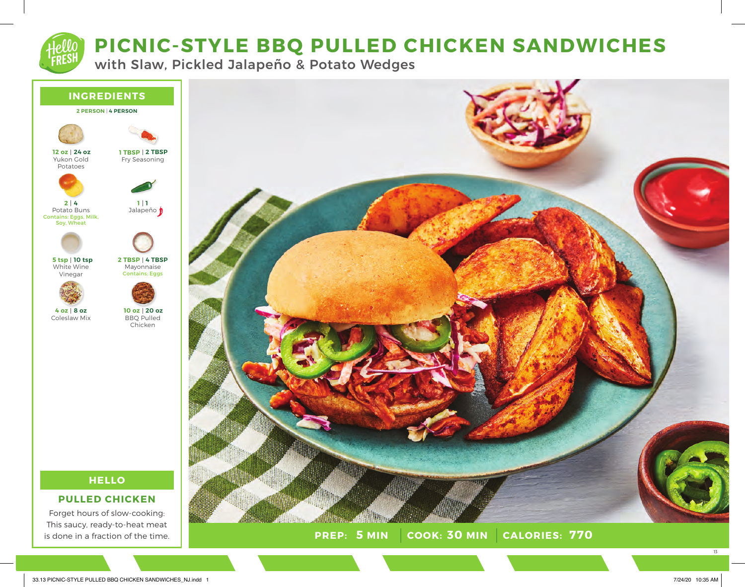# PICNIC-STYLE BBQ PULLED CHICKEN SANDWICHES

## with Slaw, Pickled Jalapeño & Potato Wedges

## INGREDIENTS

**2 PERSON | 4 PERSON**

- **12 oz | 24 oz** Yukon Gold Potatoes
- **1 TBSP | 2 TBSP** Fry Seasoning
- **2 | 4** Potato Buns
  Contains: Eggs, Milk, Soy, Wheat
- **1 | 1** Jalapeño 🌶
- **5 tsp | 10 tsp** White Wine Vinegar
- **2 TBSP | 4 TBSP** Mayonnaise
  Contains: Eggs
- **4 oz | 8 oz** Coleslaw Mix
- **10 oz | 20 oz** BBQ Pulled Chicken

## HELLO

### PULLED CHICKEN

Forget hours of slow-cooking: This saucy, ready-to-heat meat is done in a fraction of the time.

**PREP: 5 MIN** | **COOK: 30 MIN** | **CALORIES: 770**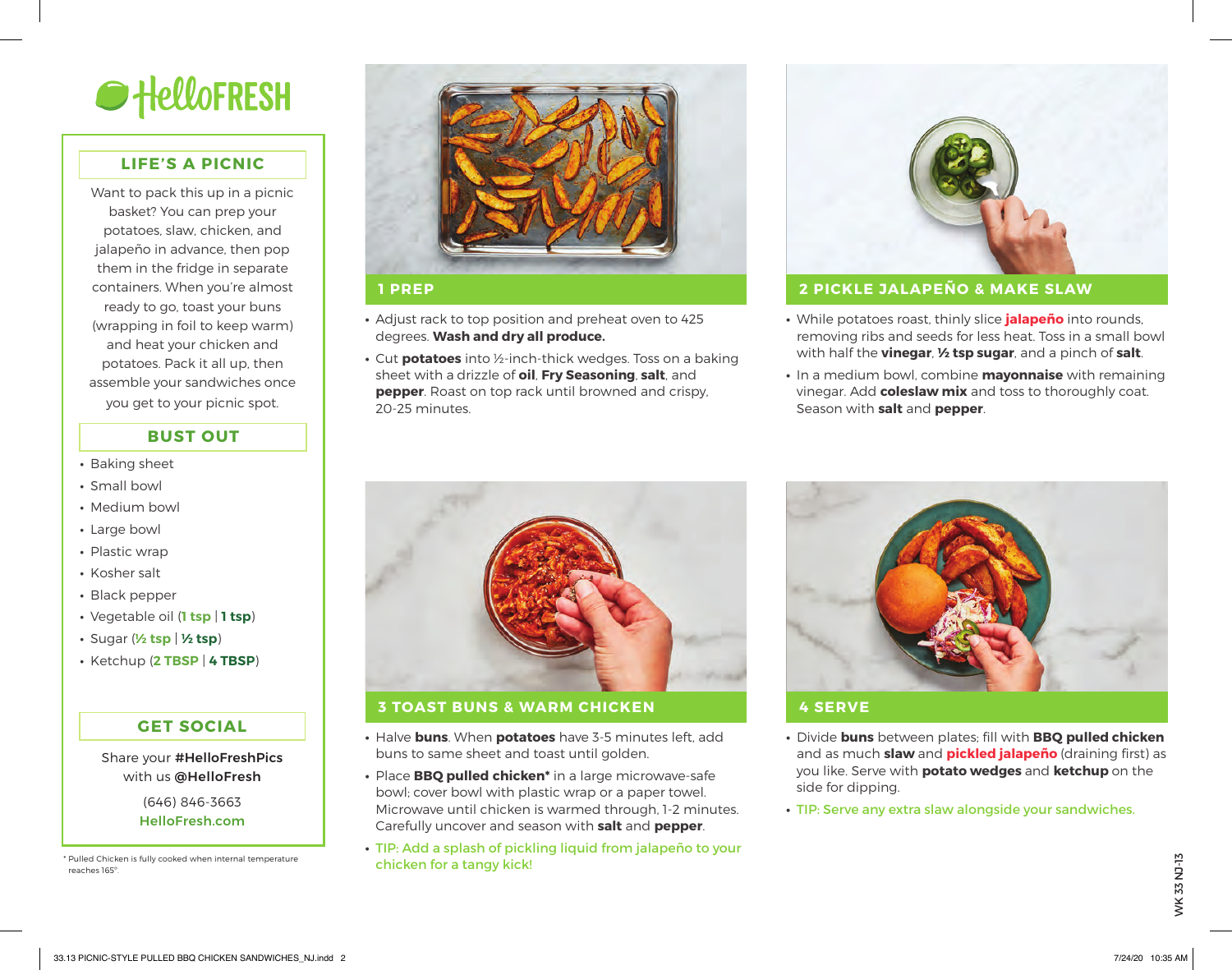# HelloFRESH

## LIFE'S A PICNIC

Want to pack this up in a picnic basket? You can prep your potatoes, slaw, chicken, and jalapeño in advance, then pop them in the fridge in separate containers. When you're almost ready to go, toast your buns (wrapping in foil to keep warm) and heat your chicken and potatoes. Pack it all up, then assemble your sandwiches once you get to your picnic spot.

## BUST OUT

- Baking sheet
- Small bowl
- Medium bowl
- Large bowl
- Plastic wrap
- Kosher salt
- Black pepper
- Vegetable oil (**1 tsp** | **1 tsp**)
- Sugar (**½ tsp** | **½ tsp**)
- Ketchup (**2 TBSP** | **4 TBSP**)

## GET SOCIAL

Share your **#HelloFreshPics** with us **@HelloFresh**

(646) 846-3663

HelloFresh.com

* Pulled Chicken is fully cooked when internal temperature reaches 165°.

## 1 PREP

- Adjust rack to top position and preheat oven to 425 degrees. **Wash and dry all produce.**
- Cut **potatoes** into ½-inch-thick wedges. Toss on a baking sheet with a drizzle of **oil**, **Fry Seasoning**, **salt**, and **pepper**. Roast on top rack until browned and crispy, 20-25 minutes.

## 2 PICKLE JALAPEÑO & MAKE SLAW

- While potatoes roast, thinly slice **jalapeño** into rounds, removing ribs and seeds for less heat. Toss in a small bowl with half the **vinegar**, **½ tsp sugar**, and a pinch of **salt**.
- In a medium bowl, combine **mayonnaise** with remaining vinegar. Add **coleslaw mix** and toss to thoroughly coat. Season with **salt** and **pepper**.

## 3 TOAST BUNS & WARM CHICKEN

- Halve **buns**. When **potatoes** have 3-5 minutes left, add buns to same sheet and toast until golden.
- Place **BBQ pulled chicken*** in a large microwave-safe bowl; cover bowl with plastic wrap or a paper towel. Microwave until chicken is warmed through, 1-2 minutes. Carefully uncover and season with **salt** and **pepper**.
- TIP: Add a splash of pickling liquid from jalapeño to your chicken for a tangy kick!

## 4 SERVE

- Divide **buns** between plates; fill with **BBQ pulled chicken** and as much **slaw** and **pickled jalapeño** (draining first) as you like. Serve with **potato wedges** and **ketchup** on the side for dipping.
- TIP: Serve any extra slaw alongside your sandwiches.

WK 33 NJ-13